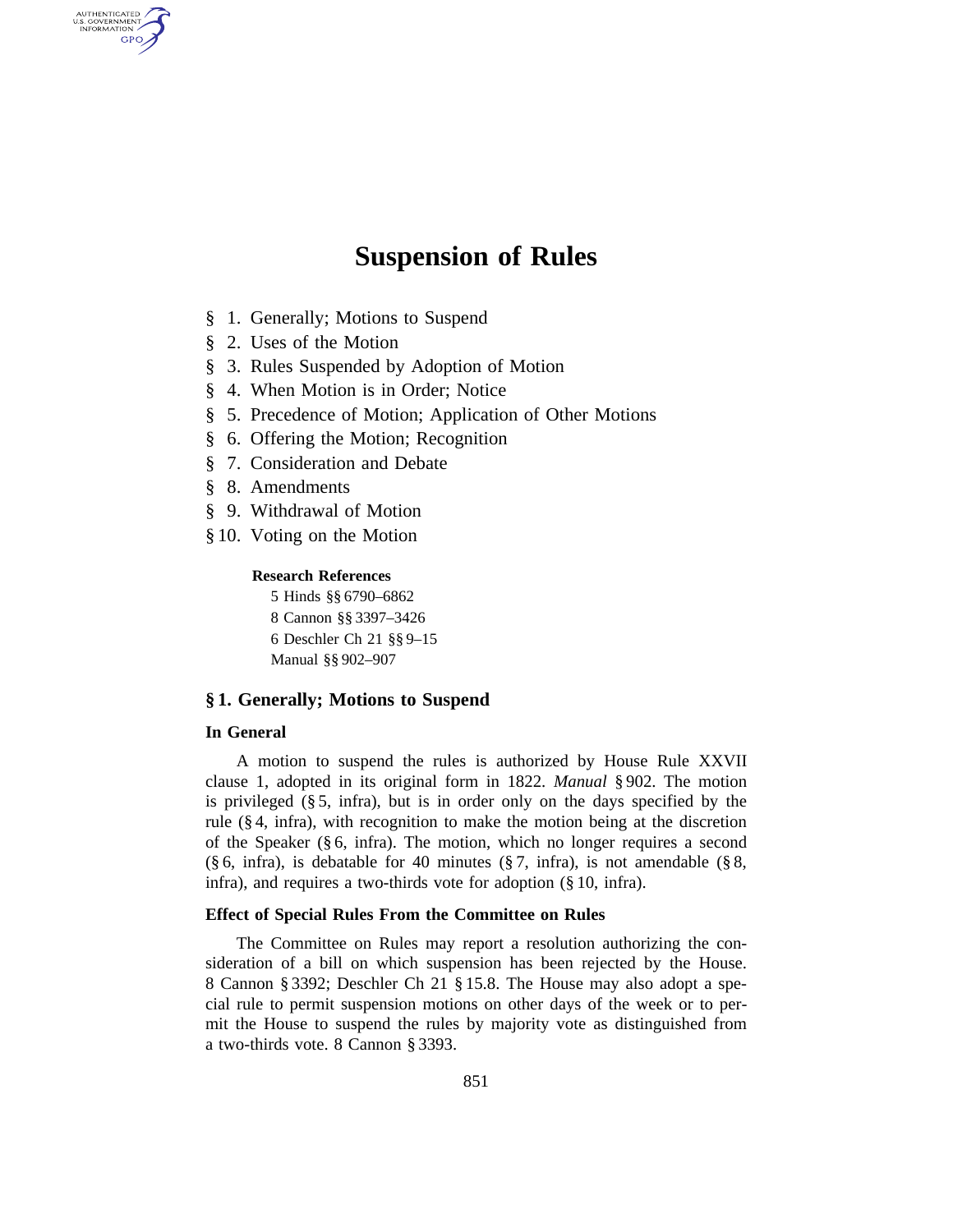# Suspension of Rules

§ 1. Generally; Motions to Suspend
§ 2. Uses of the Motion
§ 3. Rules Suspended by Adoption of Motion
§ 4. When Motion is in Order; Notice
§ 5. Precedence of Motion; Application of Other Motions
§ 6. Offering the Motion; Recognition
§ 7. Consideration and Debate
§ 8. Amendments
§ 9. Withdrawal of Motion
§ 10. Voting on the Motion

**Research References**

5 Hinds §§ 6790–6862
8 Cannon §§ 3397–3426
6 Deschler Ch 21 §§ 9–15
Manual §§ 902–907

## § 1. Generally; Motions to Suspend

### In General

A motion to suspend the rules is authorized by House Rule XXVII clause 1, adopted in its original form in 1822. *Manual* § 902. The motion is privileged (§ 5, infra), but is in order only on the days specified by the rule (§ 4, infra), with recognition to make the motion being at the discretion of the Speaker (§ 6, infra). The motion, which no longer requires a second (§ 6, infra), is debatable for 40 minutes (§ 7, infra), is not amendable (§ 8, infra), and requires a two-thirds vote for adoption (§ 10, infra).

### Effect of Special Rules From the Committee on Rules

The Committee on Rules may report a resolution authorizing the consideration of a bill on which suspension has been rejected by the House. 8 Cannon § 3392; Deschler Ch 21 § 15.8. The House may also adopt a special rule to permit suspension motions on other days of the week or to permit the House to suspend the rules by majority vote as distinguished from a two-thirds vote. 8 Cannon § 3393.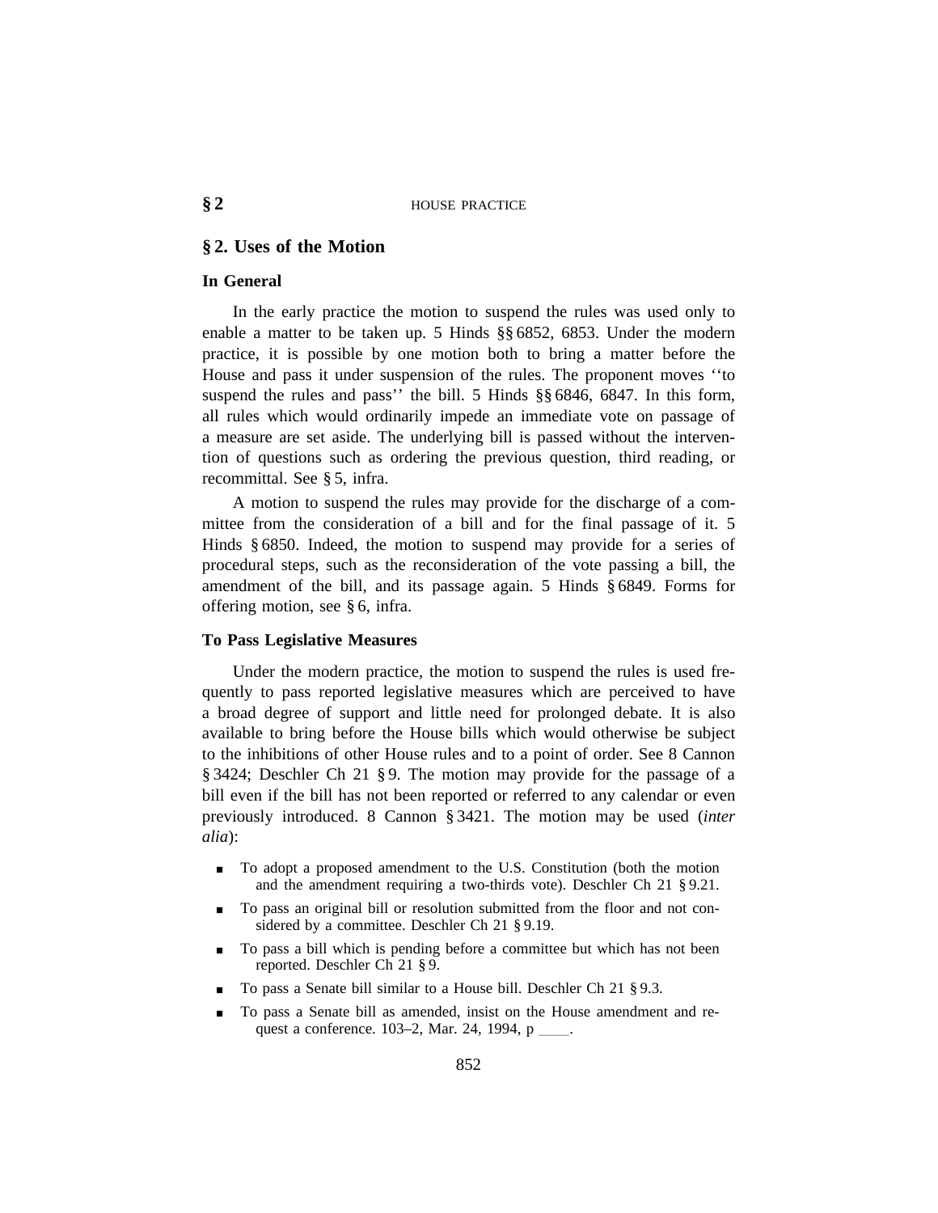## § 2. Uses of the Motion

### In General

In the early practice the motion to suspend the rules was used only to enable a matter to be taken up. 5 Hinds §§ 6852, 6853. Under the modern practice, it is possible by one motion both to bring a matter before the House and pass it under suspension of the rules. The proponent moves ''to suspend the rules and pass'' the bill. 5 Hinds §§ 6846, 6847. In this form, all rules which would ordinarily impede an immediate vote on passage of a measure are set aside. The underlying bill is passed without the intervention of questions such as ordering the previous question, third reading, or recommittal. See § 5, infra.

A motion to suspend the rules may provide for the discharge of a committee from the consideration of a bill and for the final passage of it. 5 Hinds § 6850. Indeed, the motion to suspend may provide for a series of procedural steps, such as the reconsideration of the vote passing a bill, the amendment of the bill, and its passage again. 5 Hinds § 6849. Forms for offering motion, see § 6, infra.

### To Pass Legislative Measures

Under the modern practice, the motion to suspend the rules is used frequently to pass reported legislative measures which are perceived to have a broad degree of support and little need for prolonged debate. It is also available to bring before the House bills which would otherwise be subject to the inhibitions of other House rules and to a point of order. See 8 Cannon § 3424; Deschler Ch 21 § 9. The motion may provide for the passage of a bill even if the bill has not been reported or referred to any calendar or even previously introduced. 8 Cannon § 3421. The motion may be used (*inter alia*):

- To adopt a proposed amendment to the U.S. Constitution (both the motion and the amendment requiring a two-thirds vote). Deschler Ch 21 § 9.21.
- To pass an original bill or resolution submitted from the floor and not considered by a committee. Deschler Ch 21 § 9.19.
- To pass a bill which is pending before a committee but which has not been reported. Deschler Ch 21 § 9.
- To pass a Senate bill similar to a House bill. Deschler Ch 21 § 9.3.
- To pass a Senate bill as amended, insist on the House amendment and request a conference. 103–2, Mar. 24, 1994, p ____.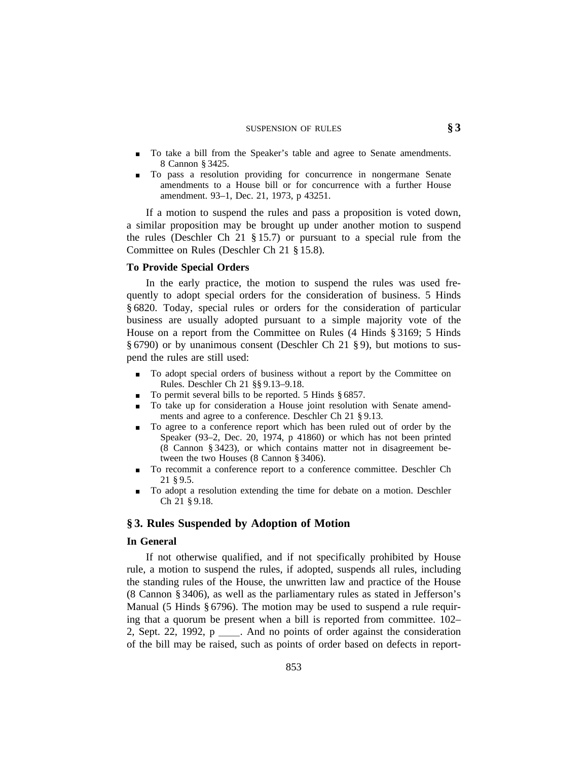- To take a bill from the Speaker's table and agree to Senate amendments. 8 Cannon § 3425.
- To pass a resolution providing for concurrence in nongermane Senate amendments to a House bill or for concurrence with a further House amendment. 93–1, Dec. 21, 1973, p 43251.

If a motion to suspend the rules and pass a proposition is voted down, a similar proposition may be brought up under another motion to suspend the rules (Deschler Ch 21 § 15.7) or pursuant to a special rule from the Committee on Rules (Deschler Ch 21 § 15.8).

**To Provide Special Orders**

In the early practice, the motion to suspend the rules was used frequently to adopt special orders for the consideration of business. 5 Hinds § 6820. Today, special rules or orders for the consideration of particular business are usually adopted pursuant to a simple majority vote of the House on a report from the Committee on Rules (4 Hinds § 3169; 5 Hinds § 6790) or by unanimous consent (Deschler Ch 21 § 9), but motions to suspend the rules are still used:

- To adopt special orders of business without a report by the Committee on Rules. Deschler Ch 21 §§ 9.13–9.18.
- To permit several bills to be reported. 5 Hinds § 6857.
- To take up for consideration a House joint resolution with Senate amendments and agree to a conference. Deschler Ch 21 § 9.13.
- To agree to a conference report which has been ruled out of order by the Speaker (93–2, Dec. 20, 1974, p 41860) or which has not been printed (8 Cannon § 3423), or which contains matter not in disagreement between the two Houses (8 Cannon § 3406).
- To recommit a conference report to a conference committee. Deschler Ch 21 § 9.5.
- To adopt a resolution extending the time for debate on a motion. Deschler Ch 21 § 9.18.

## § 3. Rules Suspended by Adoption of Motion

**In General**

If not otherwise qualified, and if not specifically prohibited by House rule, a motion to suspend the rules, if adopted, suspends all rules, including the standing rules of the House, the unwritten law and practice of the House (8 Cannon § 3406), as well as the parliamentary rules as stated in Jefferson's Manual (5 Hinds § 6796). The motion may be used to suspend a rule requiring that a quorum be present when a bill is reported from committee. 102–2, Sept. 22, 1992, p ____. And no points of order against the consideration of the bill may be raised, such as points of order based on defects in report-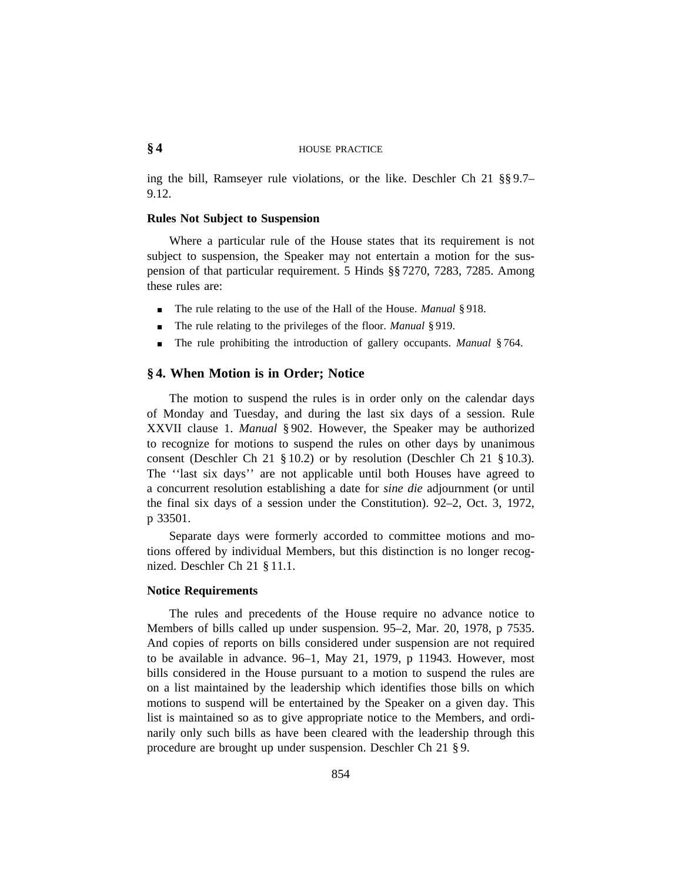ing the bill, Ramseyer rule violations, or the like. Deschler Ch 21 §§ 9.7–9.12.

### Rules Not Subject to Suspension

Where a particular rule of the House states that its requirement is not subject to suspension, the Speaker may not entertain a motion for the suspension of that particular requirement. 5 Hinds §§ 7270, 7283, 7285. Among these rules are:

- The rule relating to the use of the Hall of the House. *Manual* § 918.
- The rule relating to the privileges of the floor. *Manual* § 919.
- The rule prohibiting the introduction of gallery occupants. *Manual* § 764.

## § 4. When Motion is in Order; Notice

The motion to suspend the rules is in order only on the calendar days of Monday and Tuesday, and during the last six days of a session. Rule XXVII clause 1. *Manual* § 902. However, the Speaker may be authorized to recognize for motions to suspend the rules on other days by unanimous consent (Deschler Ch 21 § 10.2) or by resolution (Deschler Ch 21 § 10.3). The ''last six days'' are not applicable until both Houses have agreed to a concurrent resolution establishing a date for *sine die* adjournment (or until the final six days of a session under the Constitution). 92–2, Oct. 3, 1972, p 33501.

Separate days were formerly accorded to committee motions and motions offered by individual Members, but this distinction is no longer recognized. Deschler Ch 21 § 11.1.

### Notice Requirements

The rules and precedents of the House require no advance notice to Members of bills called up under suspension. 95–2, Mar. 20, 1978, p 7535. And copies of reports on bills considered under suspension are not required to be available in advance. 96–1, May 21, 1979, p 11943. However, most bills considered in the House pursuant to a motion to suspend the rules are on a list maintained by the leadership which identifies those bills on which motions to suspend will be entertained by the Speaker on a given day. This list is maintained so as to give appropriate notice to the Members, and ordinarily only such bills as have been cleared with the leadership through this procedure are brought up under suspension. Deschler Ch 21 § 9.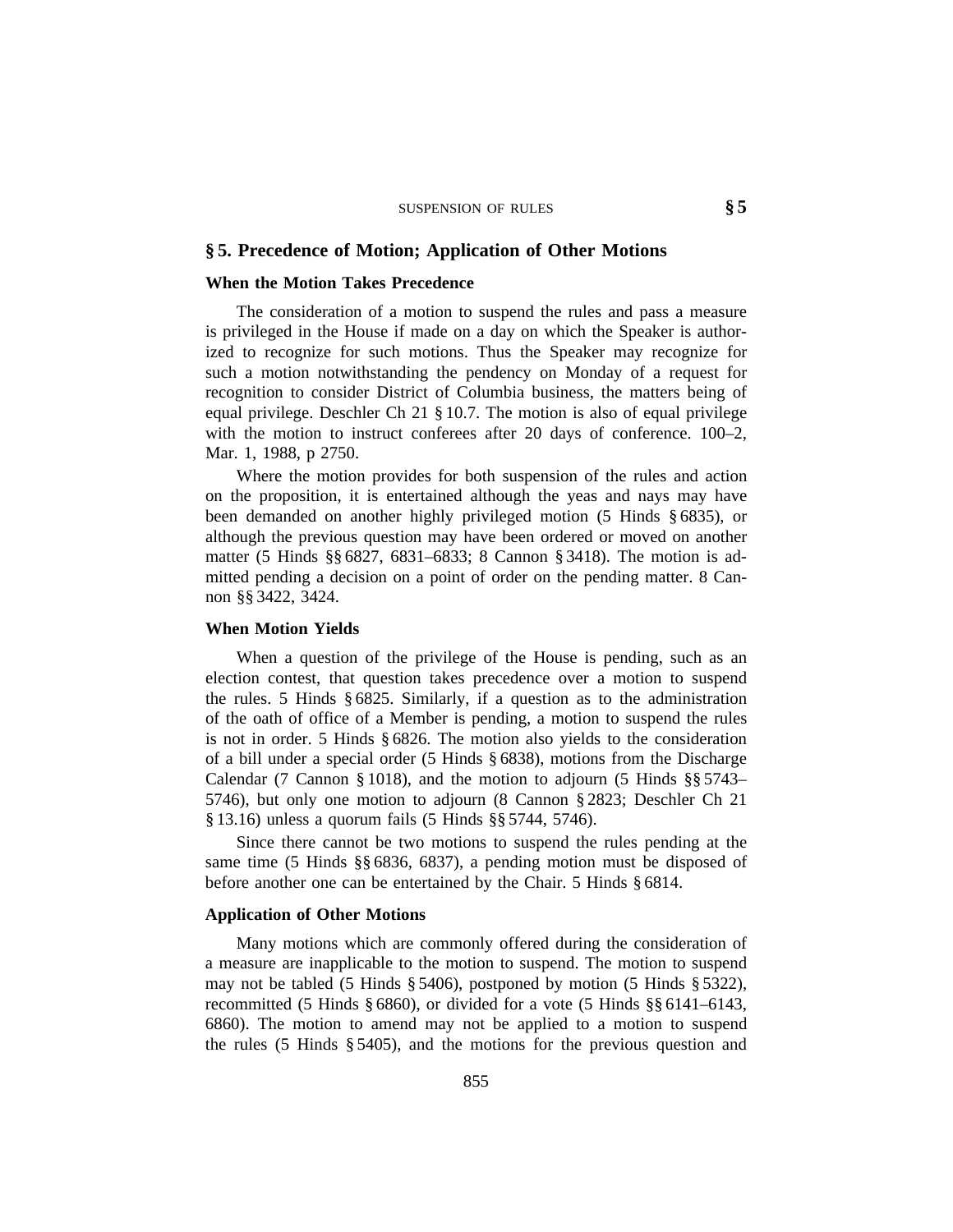## § 5. Precedence of Motion; Application of Other Motions

### When the Motion Takes Precedence

The consideration of a motion to suspend the rules and pass a measure is privileged in the House if made on a day on which the Speaker is authorized to recognize for such motions. Thus the Speaker may recognize for such a motion notwithstanding the pendency on Monday of a request for recognition to consider District of Columbia business, the matters being of equal privilege. Deschler Ch 21 § 10.7. The motion is also of equal privilege with the motion to instruct conferees after 20 days of conference. 100–2, Mar. 1, 1988, p 2750.

Where the motion provides for both suspension of the rules and action on the proposition, it is entertained although the yeas and nays may have been demanded on another highly privileged motion (5 Hinds § 6835), or although the previous question may have been ordered or moved on another matter (5 Hinds §§ 6827, 6831–6833; 8 Cannon § 3418). The motion is admitted pending a decision on a point of order on the pending matter. 8 Cannon §§ 3422, 3424.

### When Motion Yields

When a question of the privilege of the House is pending, such as an election contest, that question takes precedence over a motion to suspend the rules. 5 Hinds § 6825. Similarly, if a question as to the administration of the oath of office of a Member is pending, a motion to suspend the rules is not in order. 5 Hinds § 6826. The motion also yields to the consideration of a bill under a special order (5 Hinds § 6838), motions from the Discharge Calendar (7 Cannon § 1018), and the motion to adjourn (5 Hinds §§ 5743–5746), but only one motion to adjourn (8 Cannon § 2823; Deschler Ch 21 § 13.16) unless a quorum fails (5 Hinds §§ 5744, 5746).

Since there cannot be two motions to suspend the rules pending at the same time (5 Hinds §§ 6836, 6837), a pending motion must be disposed of before another one can be entertained by the Chair. 5 Hinds § 6814.

### Application of Other Motions

Many motions which are commonly offered during the consideration of a measure are inapplicable to the motion to suspend. The motion to suspend may not be tabled (5 Hinds § 5406), postponed by motion (5 Hinds § 5322), recommitted (5 Hinds § 6860), or divided for a vote (5 Hinds §§ 6141–6143, 6860). The motion to amend may not be applied to a motion to suspend the rules (5 Hinds § 5405), and the motions for the previous question and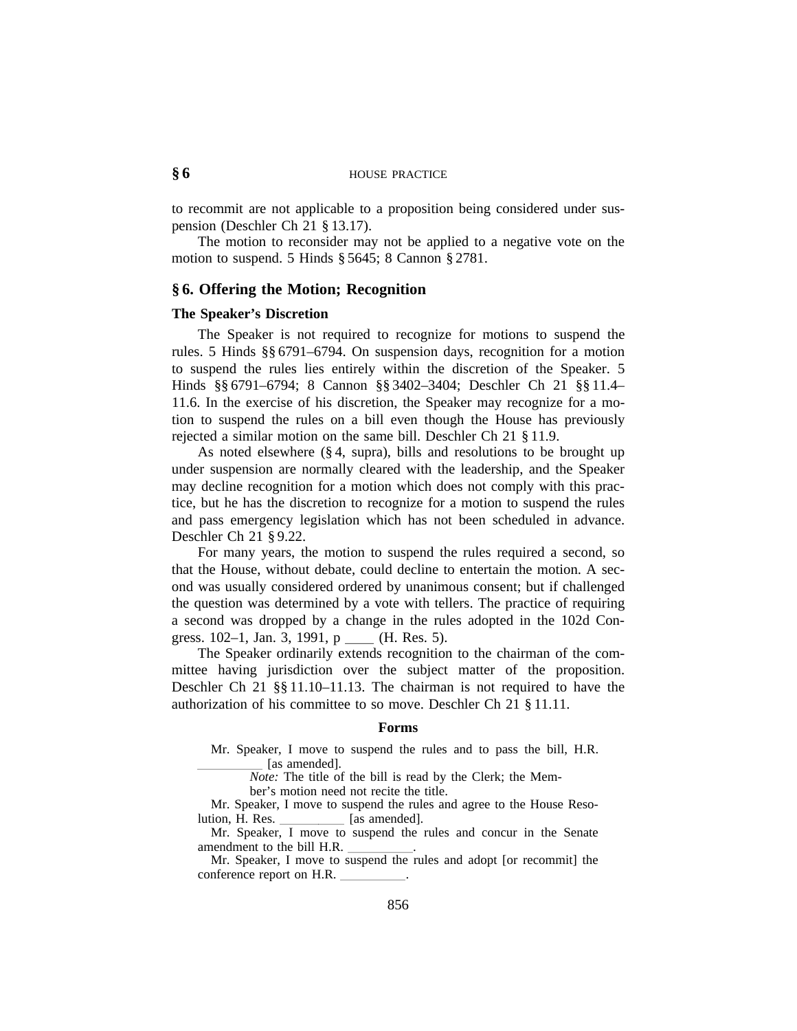to recommit are not applicable to a proposition being considered under suspension (Deschler Ch 21 § 13.17).

The motion to reconsider may not be applied to a negative vote on the motion to suspend. 5 Hinds § 5645; 8 Cannon § 2781.

## § 6. Offering the Motion; Recognition

### The Speaker's Discretion

The Speaker is not required to recognize for motions to suspend the rules. 5 Hinds §§ 6791–6794. On suspension days, recognition for a motion to suspend the rules lies entirely within the discretion of the Speaker. 5 Hinds §§ 6791–6794; 8 Cannon §§ 3402–3404; Deschler Ch 21 §§ 11.4–11.6. In the exercise of his discretion, the Speaker may recognize for a motion to suspend the rules on a bill even though the House has previously rejected a similar motion on the same bill. Deschler Ch 21 § 11.9.

As noted elsewhere (§ 4, supra), bills and resolutions to be brought up under suspension are normally cleared with the leadership, and the Speaker may decline recognition for a motion which does not comply with this practice, but he has the discretion to recognize for a motion to suspend the rules and pass emergency legislation which has not been scheduled in advance. Deschler Ch 21 § 9.22.

For many years, the motion to suspend the rules required a second, so that the House, without debate, could decline to entertain the motion. A second was usually considered ordered by unanimous consent; but if challenged the question was determined by a vote with tellers. The practice of requiring a second was dropped by a change in the rules adopted in the 102d Congress. 102–1, Jan. 3, 1991, p ____ (H. Res. 5).

The Speaker ordinarily extends recognition to the chairman of the committee having jurisdiction over the subject matter of the proposition. Deschler Ch 21 §§ 11.10–11.13. The chairman is not required to have the authorization of his committee to so move. Deschler Ch 21 § 11.11.

### Forms

Mr. Speaker, I move to suspend the rules and to pass the bill, H.R. __________ [as amended].

*Note:* The title of the bill is read by the Clerk; the Member's motion need not recite the title.

Mr. Speaker, I move to suspend the rules and agree to the House Resolution, H. Res. __________ [as amended].

Mr. Speaker, I move to suspend the rules and concur in the Senate amendment to the bill H.R. __________.

Mr. Speaker, I move to suspend the rules and adopt [or recommit] the conference report on H.R. __________.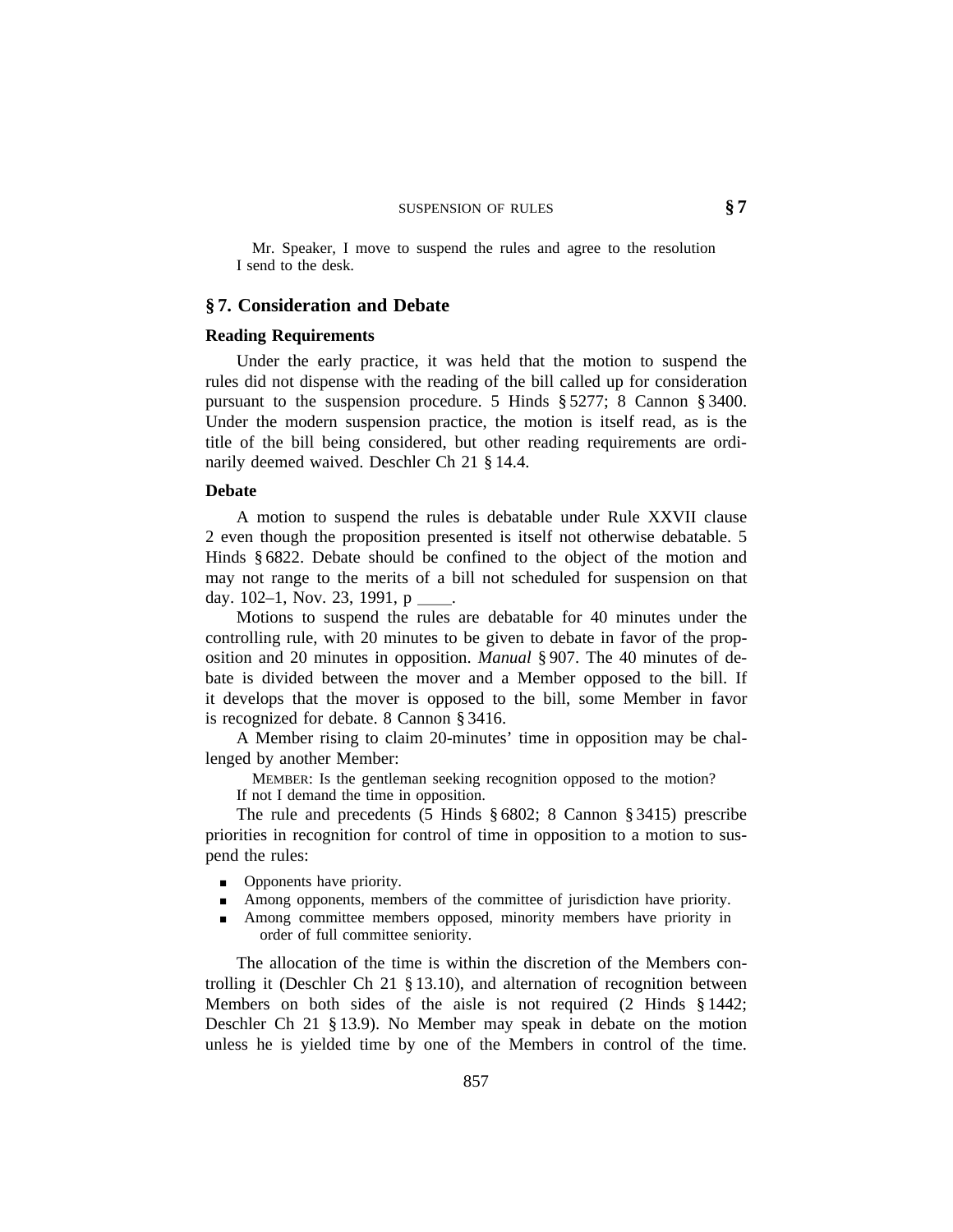Mr. Speaker, I move to suspend the rules and agree to the resolution I send to the desk.

## § 7. Consideration and Debate

### Reading Requirements

Under the early practice, it was held that the motion to suspend the rules did not dispense with the reading of the bill called up for consideration pursuant to the suspension procedure. 5 Hinds § 5277; 8 Cannon § 3400. Under the modern suspension practice, the motion is itself read, as is the title of the bill being considered, but other reading requirements are ordinarily deemed waived. Deschler Ch 21 § 14.4.

### Debate

A motion to suspend the rules is debatable under Rule XXVII clause 2 even though the proposition presented is itself not otherwise debatable. 5 Hinds § 6822. Debate should be confined to the object of the motion and may not range to the merits of a bill not scheduled for suspension on that day. 102–1, Nov. 23, 1991, p ____.

Motions to suspend the rules are debatable for 40 minutes under the controlling rule, with 20 minutes to be given to debate in favor of the proposition and 20 minutes in opposition. *Manual* § 907. The 40 minutes of debate is divided between the mover and a Member opposed to the bill. If it develops that the mover is opposed to the bill, some Member in favor is recognized for debate. 8 Cannon § 3416.

A Member rising to claim 20-minutes' time in opposition may be challenged by another Member:

MEMBER: Is the gentleman seeking recognition opposed to the motion? If not I demand the time in opposition.

The rule and precedents (5 Hinds § 6802; 8 Cannon § 3415) prescribe priorities in recognition for control of time in opposition to a motion to suspend the rules:

- Opponents have priority.
- Among opponents, members of the committee of jurisdiction have priority.
- Among committee members opposed, minority members have priority in order of full committee seniority.

The allocation of the time is within the discretion of the Members controlling it (Deschler Ch 21 § 13.10), and alternation of recognition between Members on both sides of the aisle is not required (2 Hinds § 1442; Deschler Ch 21 § 13.9). No Member may speak in debate on the motion unless he is yielded time by one of the Members in control of the time.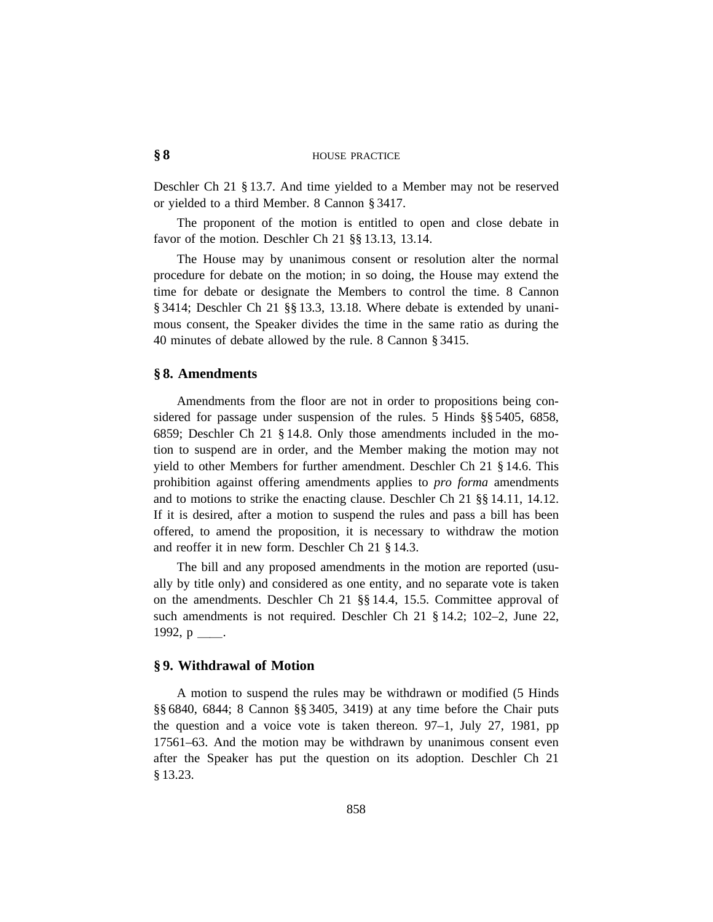Deschler Ch 21 § 13.7. And time yielded to a Member may not be reserved or yielded to a third Member. 8 Cannon § 3417.

The proponent of the motion is entitled to open and close debate in favor of the motion. Deschler Ch 21 §§ 13.13, 13.14.

The House may by unanimous consent or resolution alter the normal procedure for debate on the motion; in so doing, the House may extend the time for debate or designate the Members to control the time. 8 Cannon § 3414; Deschler Ch 21 §§ 13.3, 13.18. Where debate is extended by unanimous consent, the Speaker divides the time in the same ratio as during the 40 minutes of debate allowed by the rule. 8 Cannon § 3415.

## § 8. Amendments

Amendments from the floor are not in order to propositions being considered for passage under suspension of the rules. 5 Hinds §§ 5405, 6858, 6859; Deschler Ch 21 § 14.8. Only those amendments included in the motion to suspend are in order, and the Member making the motion may not yield to other Members for further amendment. Deschler Ch 21 § 14.6. This prohibition against offering amendments applies to *pro forma* amendments and to motions to strike the enacting clause. Deschler Ch 21 §§ 14.11, 14.12. If it is desired, after a motion to suspend the rules and pass a bill has been offered, to amend the proposition, it is necessary to withdraw the motion and reoffer it in new form. Deschler Ch 21 § 14.3.

The bill and any proposed amendments in the motion are reported (usually by title only) and considered as one entity, and no separate vote is taken on the amendments. Deschler Ch 21 §§ 14.4, 15.5. Committee approval of such amendments is not required. Deschler Ch 21 § 14.2; 102–2, June 22, 1992, p ____.

## § 9. Withdrawal of Motion

A motion to suspend the rules may be withdrawn or modified (5 Hinds §§ 6840, 6844; 8 Cannon §§ 3405, 3419) at any time before the Chair puts the question and a voice vote is taken thereon. 97–1, July 27, 1981, pp 17561–63. And the motion may be withdrawn by unanimous consent even after the Speaker has put the question on its adoption. Deschler Ch 21 § 13.23.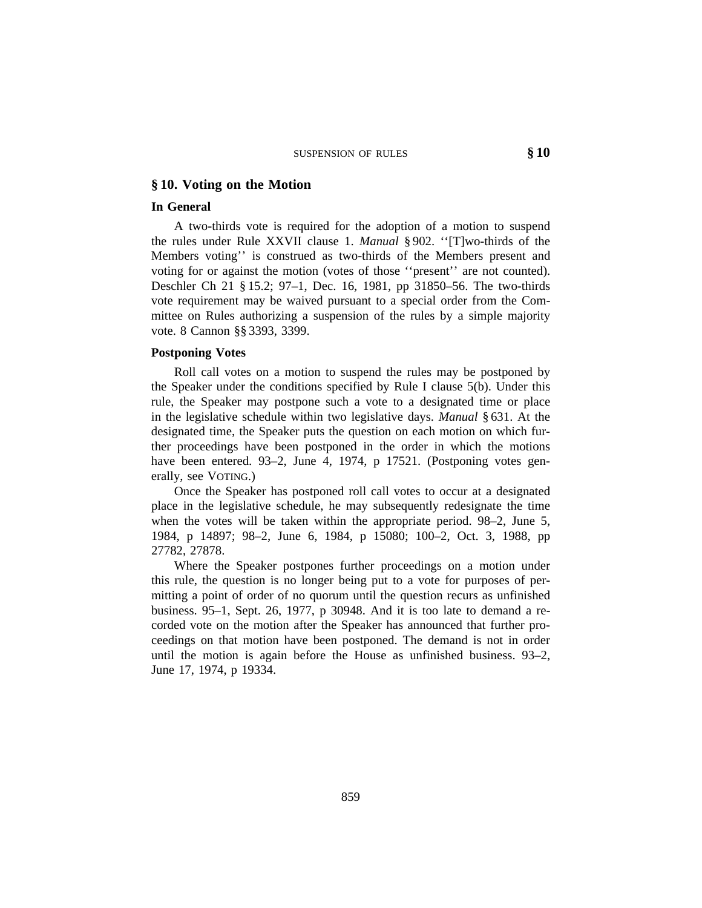## § 10. Voting on the Motion

### In General

A two-thirds vote is required for the adoption of a motion to suspend the rules under Rule XXVII clause 1. *Manual* § 902. ''[T]wo-thirds of the Members voting'' is construed as two-thirds of the Members present and voting for or against the motion (votes of those ''present'' are not counted). Deschler Ch 21 § 15.2; 97–1, Dec. 16, 1981, pp 31850–56. The two-thirds vote requirement may be waived pursuant to a special order from the Committee on Rules authorizing a suspension of the rules by a simple majority vote. 8 Cannon §§ 3393, 3399.

### Postponing Votes

Roll call votes on a motion to suspend the rules may be postponed by the Speaker under the conditions specified by Rule I clause 5(b). Under this rule, the Speaker may postpone such a vote to a designated time or place in the legislative schedule within two legislative days. *Manual* § 631. At the designated time, the Speaker puts the question on each motion on which further proceedings have been postponed in the order in which the motions have been entered. 93–2, June 4, 1974, p 17521. (Postponing votes generally, see VOTING.)

Once the Speaker has postponed roll call votes to occur at a designated place in the legislative schedule, he may subsequently redesignate the time when the votes will be taken within the appropriate period. 98–2, June 5, 1984, p 14897; 98–2, June 6, 1984, p 15080; 100–2, Oct. 3, 1988, pp 27782, 27878.

Where the Speaker postpones further proceedings on a motion under this rule, the question is no longer being put to a vote for purposes of permitting a point of order of no quorum until the question recurs as unfinished business. 95–1, Sept. 26, 1977, p 30948. And it is too late to demand a recorded vote on the motion after the Speaker has announced that further proceedings on that motion have been postponed. The demand is not in order until the motion is again before the House as unfinished business. 93–2, June 17, 1974, p 19334.